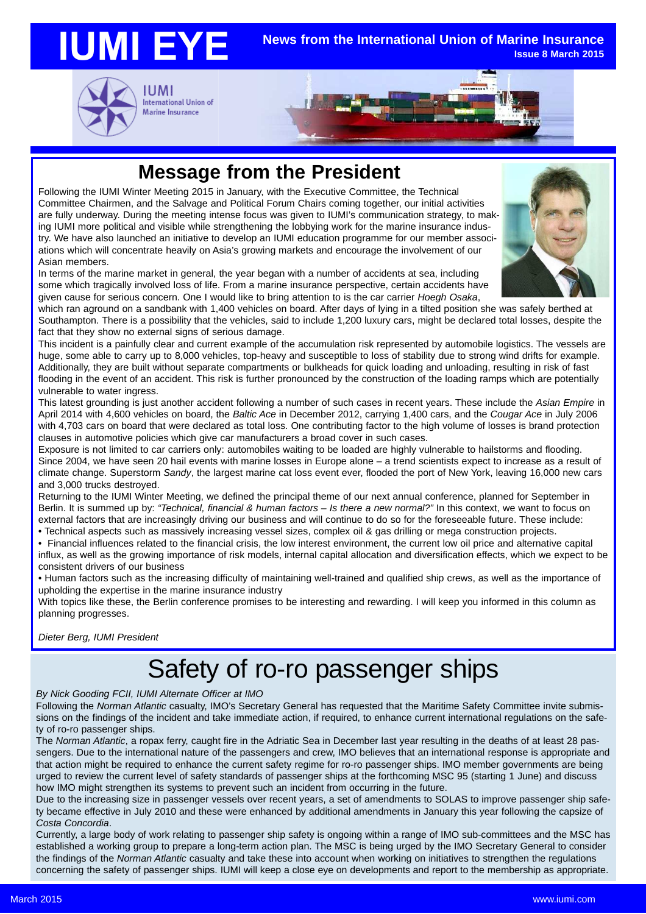# IUMI EYE

**News from the International Union of Marine Insurance**
**Issue 8 March 2015**

IUMI
International Union of Marine Insurance

## Message from the President

Following the IUMI Winter Meeting 2015 in January, with the Executive Committee, the Technical Committee Chairmen, and the Salvage and Political Forum Chairs coming together, our initial activities are fully underway. During the meeting intense focus was given to IUMI's communication strategy, to making IUMI more political and visible while strengthening the lobbying work for the marine insurance industry. We have also launched an initiative to develop an IUMI education programme for our member associations which will concentrate heavily on Asia's growing markets and encourage the involvement of our Asian members.

In terms of the marine market in general, the year began with a number of accidents at sea, including some which tragically involved loss of life. From a marine insurance perspective, certain accidents have given cause for serious concern. One I would like to bring attention to is the car carrier *Hoegh Osaka*, which ran aground on a sandbank with 1,400 vehicles on board. After days of lying in a tilted position she was safely berthed at Southampton. There is a possibility that the vehicles, said to include 1,200 luxury cars, might be declared total losses, despite the fact that they show no external signs of serious damage.

This incident is a painfully clear and current example of the accumulation risk represented by automobile logistics. The vessels are huge, some able to carry up to 8,000 vehicles, top-heavy and susceptible to loss of stability due to strong wind drifts for example. Additionally, they are built without separate compartments or bulkheads for quick loading and unloading, resulting in risk of fast flooding in the event of an accident. This risk is further pronounced by the construction of the loading ramps which are potentially vulnerable to water ingress.

This latest grounding is just another accident following a number of such cases in recent years. These include the *Asian Empire* in April 2014 with 4,600 vehicles on board, the *Baltic Ace* in December 2012, carrying 1,400 cars, and the *Cougar Ace* in July 2006 with 4,703 cars on board that were declared as total loss. One contributing factor to the high volume of losses is brand protection clauses in automotive policies which give car manufacturers a broad cover in such cases.

Exposure is not limited to car carriers only: automobiles waiting to be loaded are highly vulnerable to hailstorms and flooding. Since 2004, we have seen 20 hail events with marine losses in Europe alone – a trend scientists expect to increase as a result of climate change. Superstorm *Sandy*, the largest marine cat loss event ever, flooded the port of New York, leaving 16,000 new cars and 3,000 trucks destroyed.

Returning to the IUMI Winter Meeting, we defined the principal theme of our next annual conference, planned for September in Berlin. It is summed up by: *"Technical, financial & human factors – Is there a new normal?"* In this context, we want to focus on external factors that are increasingly driving our business and will continue to do so for the foreseeable future. These include:

- Technical aspects such as massively increasing vessel sizes, complex oil & gas drilling or mega construction projects.
- Financial influences related to the financial crisis, the low interest environment, the current low oil price and alternative capital influx, as well as the growing importance of risk models, internal capital allocation and diversification effects, which we expect to be consistent drivers of our business
- Human factors such as the increasing difficulty of maintaining well-trained and qualified ship crews, as well as the importance of upholding the expertise in the marine insurance industry

With topics like these, the Berlin conference promises to be interesting and rewarding. I will keep you informed in this column as planning progresses.

*Dieter Berg, IUMI President*

# Safety of ro-ro passenger ships

*By Nick Gooding FCII, IUMI Alternate Officer at IMO*

Following the *Norman Atlantic* casualty, IMO's Secretary General has requested that the Maritime Safety Committee invite submissions on the findings of the incident and take immediate action, if required, to enhance current international regulations on the safety of ro-ro passenger ships.

The *Norman Atlantic*, a ropax ferry, caught fire in the Adriatic Sea in December last year resulting in the deaths of at least 28 passengers. Due to the international nature of the passengers and crew, IMO believes that an international response is appropriate and that action might be required to enhance the current safety regime for ro-ro passenger ships. IMO member governments are being urged to review the current level of safety standards of passenger ships at the forthcoming MSC 95 (starting 1 June) and discuss how IMO might strengthen its systems to prevent such an incident from occurring in the future.

Due to the increasing size in passenger vessels over recent years, a set of amendments to SOLAS to improve passenger ship safety became effective in July 2010 and these were enhanced by additional amendments in January this year following the capsize of *Costa Concordia*.

Currently, a large body of work relating to passenger ship safety is ongoing within a range of IMO sub-committees and the MSC has established a working group to prepare a long-term action plan. The MSC is being urged by the IMO Secretary General to consider the findings of the *Norman Atlantic* casualty and take these into account when working on initiatives to strengthen the regulations concerning the safety of passenger ships. IUMI will keep a close eye on developments and report to the membership as appropriate.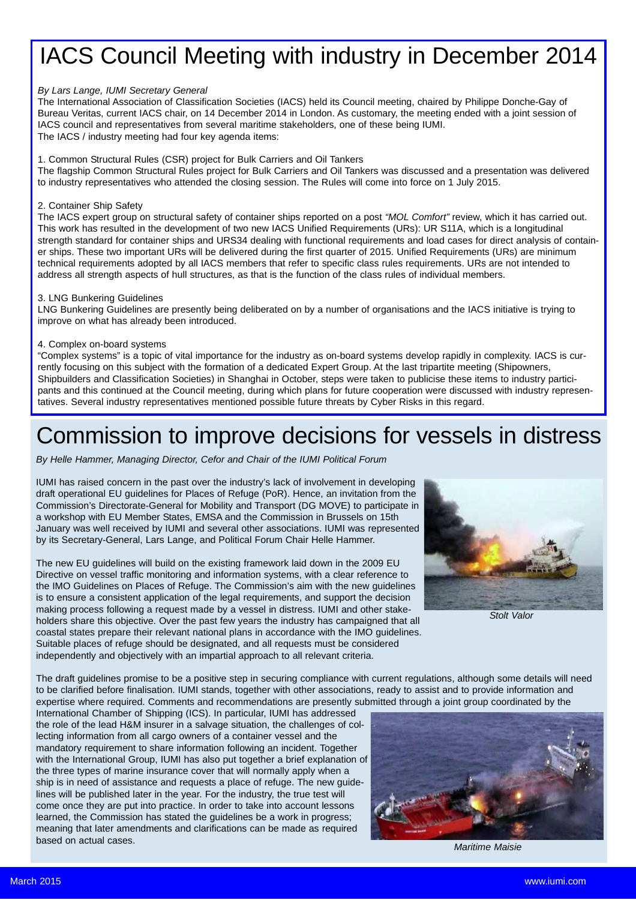# IACS Council Meeting with industry in December 2014

*By Lars Lange, IUMI Secretary General*

The International Association of Classification Societies (IACS) held its Council meeting, chaired by Philippe Donche-Gay of Bureau Veritas, current IACS chair, on 14 December 2014 in London. As customary, the meeting ended with a joint session of IACS council and representatives from several maritime stakeholders, one of these being IUMI.
The IACS / industry meeting had four key agenda items:

1. Common Structural Rules (CSR) project for Bulk Carriers and Oil Tankers

The flagship Common Structural Rules project for Bulk Carriers and Oil Tankers was discussed and a presentation was delivered to industry representatives who attended the closing session. The Rules will come into force on 1 July 2015.

2. Container Ship Safety

The IACS expert group on structural safety of container ships reported on a post *"MOL Comfort"* review, which it has carried out. This work has resulted in the development of two new IACS Unified Requirements (URs): UR S11A, which is a longitudinal strength standard for container ships and URS34 dealing with functional requirements and load cases for direct analysis of container ships. These two important URs will be delivered during the first quarter of 2015. Unified Requirements (URs) are minimum technical requirements adopted by all IACS members that refer to specific class rules requirements. URs are not intended to address all strength aspects of hull structures, as that is the function of the class rules of individual members.

3. LNG Bunkering Guidelines

LNG Bunkering Guidelines are presently being deliberated on by a number of organisations and the IACS initiative is trying to improve on what has already been introduced.

4. Complex on-board systems

"Complex systems" is a topic of vital importance for the industry as on-board systems develop rapidly in complexity. IACS is currently focusing on this subject with the formation of a dedicated Expert Group. At the last tripartite meeting (Shipowners, Shipbuilders and Classification Societies) in Shanghai in October, steps were taken to publicise these items to industry participants and this continued at the Council meeting, during which plans for future cooperation were discussed with industry representatives. Several industry representatives mentioned possible future threats by Cyber Risks in this regard.

# Commission to improve decisions for vessels in distress

*By Helle Hammer, Managing Director, Cefor and Chair of the IUMI Political Forum*

IUMI has raised concern in the past over the industry's lack of involvement in developing draft operational EU guidelines for Places of Refuge (PoR). Hence, an invitation from the Commission's Directorate-General for Mobility and Transport (DG MOVE) to participate in a workshop with EU Member States, EMSA and the Commission in Brussels on 15th January was well received by IUMI and several other associations. IUMI was represented by its Secretary-General, Lars Lange, and Political Forum Chair Helle Hammer.

The new EU guidelines will build on the existing framework laid down in the 2009 EU Directive on vessel traffic monitoring and information systems, with a clear reference to the IMO Guidelines on Places of Refuge. The Commission's aim with the new guidelines is to ensure a consistent application of the legal requirements, and support the decision making process following a request made by a vessel in distress. IUMI and other stakeholders share this objective. Over the past few years the industry has campaigned that all coastal states prepare their relevant national plans in accordance with the IMO guidelines. Suitable places of refuge should be designated, and all requests must be considered independently and objectively with an impartial approach to all relevant criteria.

*Stolt Valor*

The draft guidelines promise to be a positive step in securing compliance with current regulations, although some details will need to be clarified before finalisation. IUMI stands, together with other associations, ready to assist and to provide information and expertise where required. Comments and recommendations are presently submitted through a joint group coordinated by the International Chamber of Shipping (ICS). In particular, IUMI has addressed the role of the lead H&M insurer in a salvage situation, the challenges of collecting information from all cargo owners of a container vessel and the mandatory requirement to share information following an incident. Together with the International Group, IUMI has also put together a brief explanation of the three types of marine insurance cover that will normally apply when a ship is in need of assistance and requests a place of refuge. The new guidelines will be published later in the year. For the industry, the true test will come once they are put into practice. In order to take into account lessons learned, the Commission has stated the guidelines be a work in progress; meaning that later amendments and clarifications can be made as required based on actual cases.

*Maritime Maisie*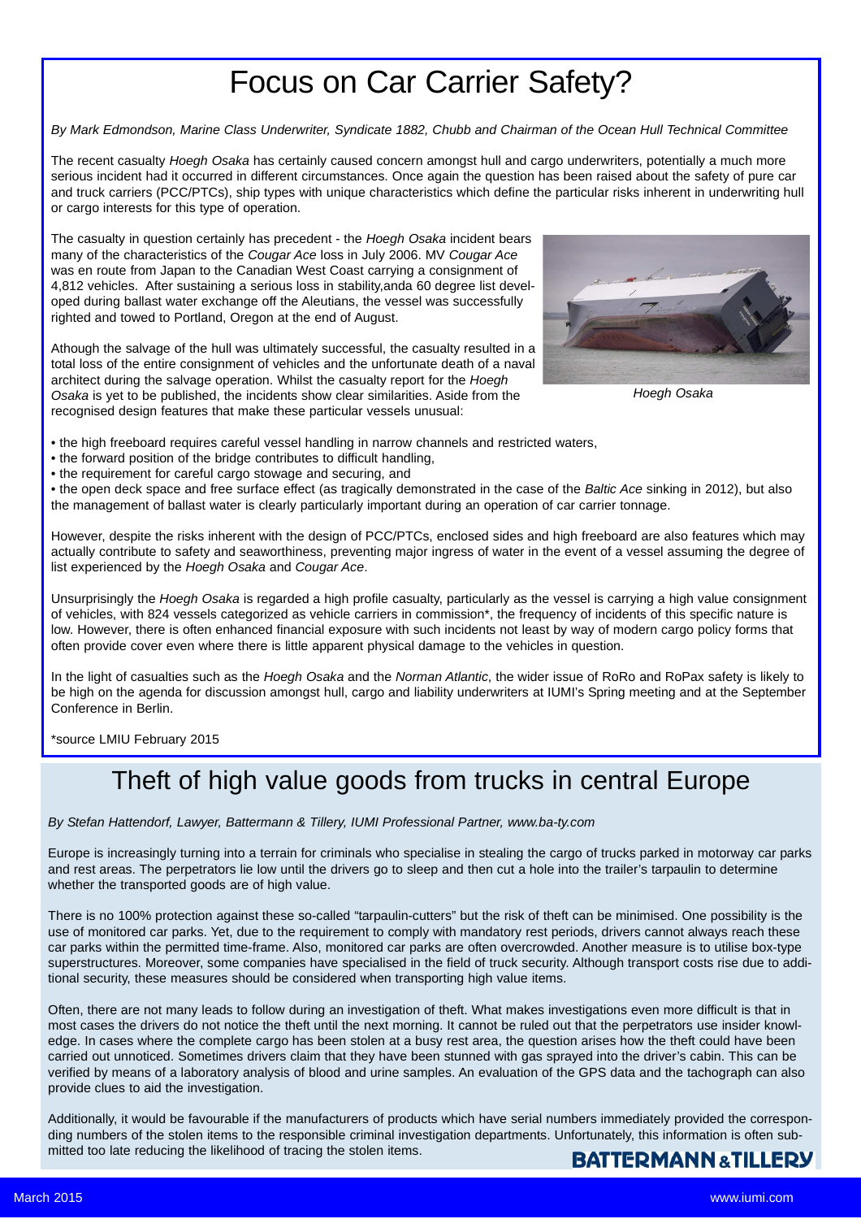# Focus on Car Carrier Safety?

*By Mark Edmondson, Marine Class Underwriter, Syndicate 1882, Chubb and Chairman of the Ocean Hull Technical Committee*

The recent casualty *Hoegh Osaka* has certainly caused concern amongst hull and cargo underwriters, potentially a much more serious incident had it occurred in different circumstances. Once again the question has been raised about the safety of pure car and truck carriers (PCC/PTCs), ship types with unique characteristics which define the particular risks inherent in underwriting hull or cargo interests for this type of operation.

The casualty in question certainly has precedent - the *Hoegh Osaka* incident bears many of the characteristics of the *Cougar Ace* loss in July 2006. MV *Cougar Ace* was en route from Japan to the Canadian West Coast carrying a consignment of 4,812 vehicles. After sustaining a serious loss in stability,anda 60 degree list developed during ballast water exchange off the Aleutians, the vessel was successfully righted and towed to Portland, Oregon at the end of August.

Athough the salvage of the hull was ultimately successful, the casualty resulted in a total loss of the entire consignment of vehicles and the unfortunate death of a naval architect during the salvage operation. Whilst the casualty report for the *Hoegh Osaka* is yet to be published, the incidents show clear similarities. Aside from the recognised design features that make these particular vessels unusual:

*Hoegh Osaka*

- the high freeboard requires careful vessel handling in narrow channels and restricted waters,
- the forward position of the bridge contributes to difficult handling,
- the requirement for careful cargo stowage and securing, and
- the open deck space and free surface effect (as tragically demonstrated in the case of the *Baltic Ace* sinking in 2012), but also the management of ballast water is clearly particularly important during an operation of car carrier tonnage.

However, despite the risks inherent with the design of PCC/PTCs, enclosed sides and high freeboard are also features which may actually contribute to safety and seaworthiness, preventing major ingress of water in the event of a vessel assuming the degree of list experienced by the *Hoegh Osaka* and *Cougar Ace*.

Unsurprisingly the *Hoegh Osaka* is regarded a high profile casualty, particularly as the vessel is carrying a high value consignment of vehicles, with 824 vessels categorized as vehicle carriers in commission*, the frequency of incidents of this specific nature is low. However, there is often enhanced financial exposure with such incidents not least by way of modern cargo policy forms that often provide cover even where there is little apparent physical damage to the vehicles in question.

In the light of casualties such as the *Hoegh Osaka* and the *Norman Atlantic*, the wider issue of RoRo and RoPax safety is likely to be high on the agenda for discussion amongst hull, cargo and liability underwriters at IUMI's Spring meeting and at the September Conference in Berlin.

*source LMIU February 2015

# Theft of high value goods from trucks in central Europe

*By Stefan Hattendorf, Lawyer, Battermann & Tillery, IUMI Professional Partner, www.ba-ty.com*

Europe is increasingly turning into a terrain for criminals who specialise in stealing the cargo of trucks parked in motorway car parks and rest areas. The perpetrators lie low until the drivers go to sleep and then cut a hole into the trailer's tarpaulin to determine whether the transported goods are of high value.

There is no 100% protection against these so-called "tarpaulin-cutters" but the risk of theft can be minimised. One possibility is the use of monitored car parks. Yet, due to the requirement to comply with mandatory rest periods, drivers cannot always reach these car parks within the permitted time-frame. Also, monitored car parks are often overcrowded. Another measure is to utilise box-type superstructures. Moreover, some companies have specialised in the field of truck security. Although transport costs rise due to additional security, these measures should be considered when transporting high value items.

Often, there are not many leads to follow during an investigation of theft. What makes investigations even more difficult is that in most cases the drivers do not notice the theft until the next morning. It cannot be ruled out that the perpetrators use insider knowledge. In cases where the complete cargo has been stolen at a busy rest area, the question arises how the theft could have been carried out unnoticed. Sometimes drivers claim that they have been stunned with gas sprayed into the driver's cabin. This can be verified by means of a laboratory analysis of blood and urine samples. An evaluation of the GPS data and the tachograph can also provide clues to aid the investigation.

Additionally, it would be favourable if the manufacturers of products which have serial numbers immediately provided the corresponding numbers of the stolen items to the responsible criminal investigation departments. Unfortunately, this information is often submitted too late reducing the likelihood of tracing the stolen items.

**BATTERMANN & TILLERY**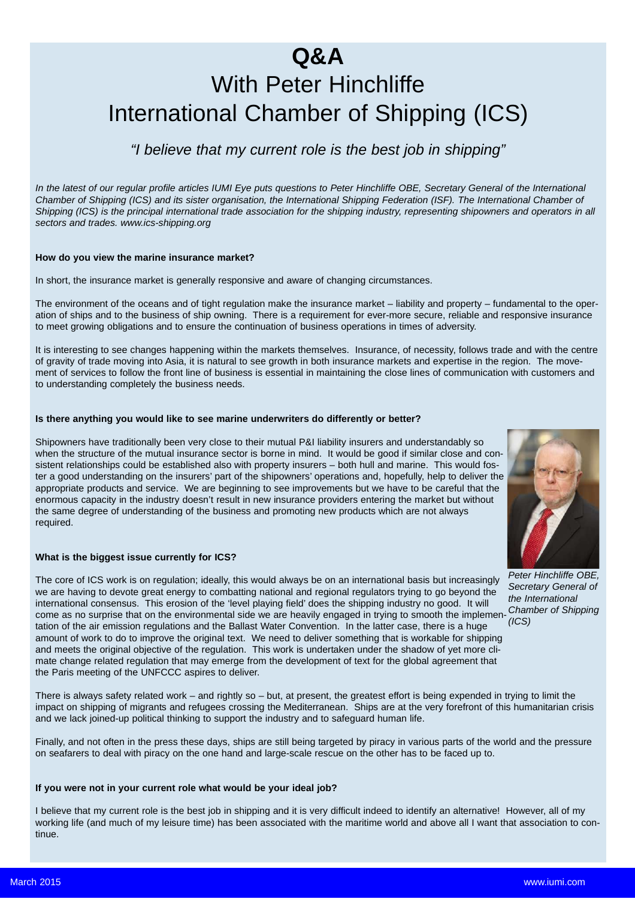# Q&A

## With Peter Hinchliffe
## International Chamber of Shipping (ICS)

*"I believe that my current role is the best job in shipping"*

*In the latest of our regular profile articles IUMI Eye puts questions to Peter Hinchliffe OBE, Secretary General of the International Chamber of Shipping (ICS) and its sister organisation, the International Shipping Federation (ISF). The International Chamber of Shipping (ICS) is the principal international trade association for the shipping industry, representing shipowners and operators in all sectors and trades. www.ics-shipping.org*

**How do you view the marine insurance market?**

In short, the insurance market is generally responsive and aware of changing circumstances.

The environment of the oceans and of tight regulation make the insurance market – liability and property – fundamental to the operation of ships and to the business of ship owning. There is a requirement for ever-more secure, reliable and responsive insurance to meet growing obligations and to ensure the continuation of business operations in times of adversity.

It is interesting to see changes happening within the markets themselves. Insurance, of necessity, follows trade and with the centre of gravity of trade moving into Asia, it is natural to see growth in both insurance markets and expertise in the region. The movement of services to follow the front line of business is essential in maintaining the close lines of communication with customers and to understanding completely the business needs.

**Is there anything you would like to see marine underwriters do differently or better?**

Shipowners have traditionally been very close to their mutual P&I liability insurers and understandably so when the structure of the mutual insurance sector is borne in mind. It would be good if similar close and consistent relationships could be established also with property insurers – both hull and marine. This would foster a good understanding on the insurers' part of the shipowners' operations and, hopefully, help to deliver the appropriate products and service. We are beginning to see improvements but we have to be careful that the enormous capacity in the industry doesn't result in new insurance providers entering the market but without the same degree of understanding of the business and promoting new products which are not always required.

*Peter Hinchliffe OBE, Secretary General of the International Chamber of Shipping (ICS)*

**What is the biggest issue currently for ICS?**

The core of ICS work is on regulation; ideally, this would always be on an international basis but increasingly we are having to devote great energy to combatting national and regional regulators trying to go beyond the international consensus. This erosion of the 'level playing field' does the shipping industry no good. It will come as no surprise that on the environmental side we are heavily engaged in trying to smooth the implementation of the air emission regulations and the Ballast Water Convention. In the latter case, there is a huge amount of work to do to improve the original text. We need to deliver something that is workable for shipping and meets the original objective of the regulation. This work is undertaken under the shadow of yet more climate change related regulation that may emerge from the development of text for the global agreement that the Paris meeting of the UNFCCC aspires to deliver.

There is always safety related work – and rightly so – but, at present, the greatest effort is being expended in trying to limit the impact on shipping of migrants and refugees crossing the Mediterranean. Ships are at the very forefront of this humanitarian crisis and we lack joined-up political thinking to support the industry and to safeguard human life.

Finally, and not often in the press these days, ships are still being targeted by piracy in various parts of the world and the pressure on seafarers to deal with piracy on the one hand and large-scale rescue on the other has to be faced up to.

**If you were not in your current role what would be your ideal job?**

I believe that my current role is the best job in shipping and it is very difficult indeed to identify an alternative! However, all of my working life (and much of my leisure time) has been associated with the maritime world and above all I want that association to continue.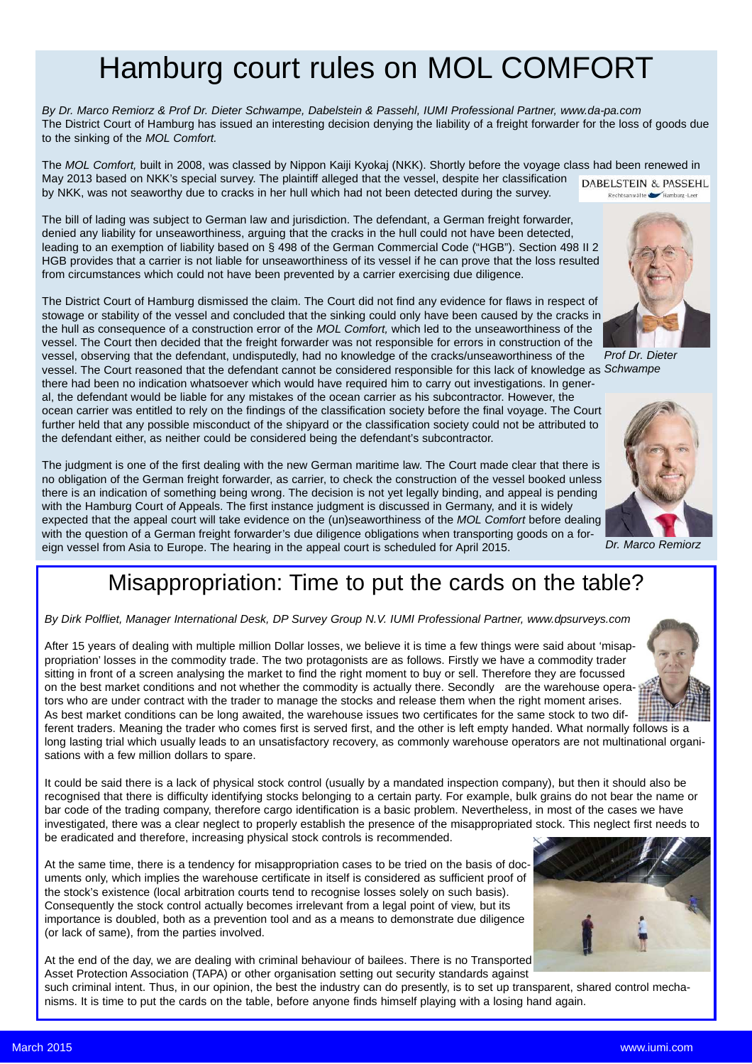# Hamburg court rules on MOL COMFORT

*By Dr. Marco Remiorz & Prof Dr. Dieter Schwampe, Dabelstein & Passehl, IUMI Professional Partner, www.da-pa.com*

The District Court of Hamburg has issued an interesting decision denying the liability of a freight forwarder for the loss of goods due to the sinking of the *MOL Comfort.*

The *MOL Comfort,* built in 2008, was classed by Nippon Kaiji Kyokaj (NKK). Shortly before the voyage class had been renewed in May 2013 based on NKK's special survey. The plaintiff alleged that the vessel, despite her classification by NKK, was not seaworthy due to cracks in her hull which had not been detected during the survey.

The bill of lading was subject to German law and jurisdiction. The defendant, a German freight forwarder, denied any liability for unseaworthiness, arguing that the cracks in the hull could not have been detected, leading to an exemption of liability based on § 498 of the German Commercial Code ("HGB"). Section 498 II 2 HGB provides that a carrier is not liable for unseaworthiness of its vessel if he can prove that the loss resulted from circumstances which could not have been prevented by a carrier exercising due diligence.

The District Court of Hamburg dismissed the claim. The Court did not find any evidence for flaws in respect of stowage or stability of the vessel and concluded that the sinking could only have been caused by the cracks in the hull as consequence of a construction error of the *MOL Comfort,* which led to the unseaworthiness of the vessel. The Court then decided that the freight forwarder was not responsible for errors in construction of the vessel, observing that the defendant, undisputedly, had no knowledge of the cracks/unseaworthiness of the vessel. The Court reasoned that the defendant cannot be considered responsible for this lack of knowledge as there had been no indication whatsoever which would have required him to carry out investigations. In general, the defendant would be liable for any mistakes of the ocean carrier as his subcontractor. However, the ocean carrier was entitled to rely on the findings of the classification society before the final voyage. The Court further held that any possible misconduct of the shipyard or the classification society could not be attributed to the defendant either, as neither could be considered being the defendant's subcontractor.

*Prof Dr. Dieter Schwampe*

The judgment is one of the first dealing with the new German maritime law. The Court made clear that there is no obligation of the German freight forwarder, as carrier, to check the construction of the vessel booked unless there is an indication of something being wrong. The decision is not yet legally binding, and appeal is pending with the Hamburg Court of Appeals. The first instance judgment is discussed in Germany, and it is widely expected that the appeal court will take evidence on the (un)seaworthiness of the *MOL Comfort* before dealing with the question of a German freight forwarder's due diligence obligations when transporting goods on a foreign vessel from Asia to Europe. The hearing in the appeal court is scheduled for April 2015.

*Dr. Marco Remiorz*

# Misappropriation: Time to put the cards on the table?

*By Dirk Polfliet, Manager International Desk, DP Survey Group N.V. IUMI Professional Partner, www.dpsurveys.com*

After 15 years of dealing with multiple million Dollar losses, we believe it is time a few things were said about 'misappropriation' losses in the commodity trade. The two protagonists are as follows. Firstly we have a commodity trader sitting in front of a screen analysing the market to find the right moment to buy or sell. Therefore they are focussed on the best market conditions and not whether the commodity is actually there. Secondly are the warehouse operators who are under contract with the trader to manage the stocks and release them when the right moment arises. As best market conditions can be long awaited, the warehouse issues two certificates for the same stock to two different traders. Meaning the trader who comes first is served first, and the other is left empty handed. What normally follows is a long lasting trial which usually leads to an unsatisfactory recovery, as commonly warehouse operators are not multinational organisations with a few million dollars to spare.

It could be said there is a lack of physical stock control (usually by a mandated inspection company), but then it should also be recognised that there is difficulty identifying stocks belonging to a certain party. For example, bulk grains do not bear the name or bar code of the trading company, therefore cargo identification is a basic problem. Nevertheless, in most of the cases we have investigated, there was a clear neglect to properly establish the presence of the misappropriated stock. This neglect first needs to be eradicated and therefore, increasing physical stock controls is recommended.

At the same time, there is a tendency for misappropriation cases to be tried on the basis of documents only, which implies the warehouse certificate in itself is considered as sufficient proof of the stock's existence (local arbitration courts tend to recognise losses solely on such basis). Consequently the stock control actually becomes irrelevant from a legal point of view, but its importance is doubled, both as a prevention tool and as a means to demonstrate due diligence (or lack of same), from the parties involved.

At the end of the day, we are dealing with criminal behaviour of bailees. There is no Transported Asset Protection Association (TAPA) or other organisation setting out security standards against such criminal intent. Thus, in our opinion, the best the industry can do presently, is to set up transparent, shared control mechanisms. It is time to put the cards on the table, before anyone finds himself playing with a losing hand again.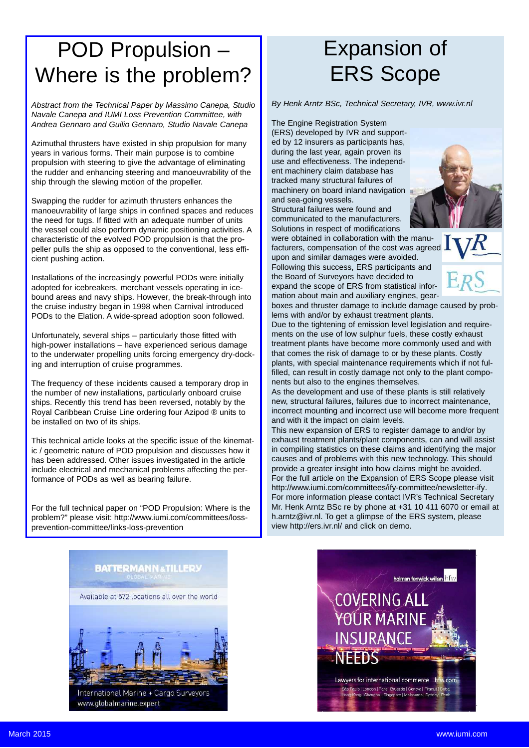# POD Propulsion – Where is the problem?

*Abstract from the Technical Paper by Massimo Canepa, Studio Navale Canepa and IUMI Loss Prevention Committee, with Andrea Gennaro and Guilio Gennaro, Studio Navale Canepa*

Azimuthal thrusters have existed in ship propulsion for many years in various forms. Their main purpose is to combine propulsion with steering to give the advantage of eliminating the rudder and enhancing steering and manoeuvrability of the ship through the slewing motion of the propeller.

Swapping the rudder for azimuth thrusters enhances the manoeuvrability of large ships in confined spaces and reduces the need for tugs. If fitted with an adequate number of units the vessel could also perform dynamic positioning activities. A characteristic of the evolved POD propulsion is that the propeller pulls the ship as opposed to the conventional, less efficient pushing action.

Installations of the increasingly powerful PODs were initially adopted for icebreakers, merchant vessels operating in ice-bound areas and navy ships. However, the break-through into the cruise industry began in 1998 when Carnival introduced PODs to the Elation. A wide-spread adoption soon followed.

Unfortunately, several ships – particularly those fitted with high-power installations – have experienced serious damage to the underwater propelling units forcing emergency dry-docking and interruption of cruise programmes.

The frequency of these incidents caused a temporary drop in the number of new installations, particularly onboard cruise ships. Recently this trend has been reversed, notably by the Royal Caribbean Cruise Line ordering four Azipod ® units to be installed on two of its ships.

This technical article looks at the specific issue of the kinematic / geometric nature of POD propulsion and discusses how it has been addressed. Other issues investigated in the article include electrical and mechanical problems affecting the performance of PODs as well as bearing failure.

For the full technical paper on "POD Propulsion: Where is the problem?" please visit: http://www.iumi.com/committees/loss-prevention-committee/links-loss-prevention

# Expansion of ERS Scope

*By Henk Arntz BSc, Technical Secretary, IVR, www.ivr.nl*

The Engine Registration System (ERS) developed by IVR and supported by 12 insurers as participants has, during the last year, again proven its use and effectiveness. The independent machinery claim database has tracked many structural failures of machinery on board inland navigation and sea-going vessels.
Structural failures were found and communicated to the manufacturers. Solutions in respect of modifications were obtained in collaboration with the manufacturers, compensation of the cost was agreed upon and similar damages were avoided.
Following this success, ERS participants and the Board of Surveyors have decided to expand the scope of ERS from statistical information about main and auxiliary engines, gearboxes and thruster damage to include damage caused by problems with and/or by exhaust treatment plants.
Due to the tightening of emission level legislation and requirements on the use of low sulphur fuels, these costly exhaust treatment plants have become more commonly used and with that comes the risk of damage to or by these plants. Costly plants, with special maintenance requirements which if not fulfilled, can result in costly damage not only to the plant components but also to the engines themselves.
As the development and use of these plants is still relatively new, structural failures, failures due to incorrect maintenance, incorrect mounting and incorrect use will become more frequent and with it the impact on claim levels.
This new expansion of ERS to register damage to and/or by exhaust treatment plants/plant components, can and will assist in compiling statistics on these claims and identifying the major causes and of problems with this new technology. This should provide a greater insight into how claims might be avoided.
For the full article on the Expansion of ERS Scope please visit http://www.iumi.com/committees/ify-committee/newsletter-ify.
For more information please contact IVR's Technical Secretary Mr. Henk Arntz BSc re by phone at +31 10 411 6070 or email at h.arntz@ivr.nl. To get a glimpse of the ERS system, please view http://ers.ivr.nl/ and click on demo.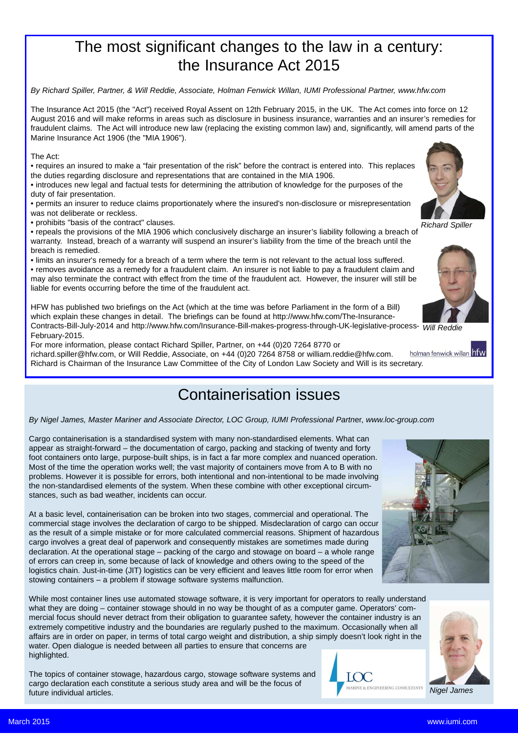# The most significant changes to the law in a century: the Insurance Act 2015

*By Richard Spiller, Partner, & Will Reddie, Associate, Holman Fenwick Willan, IUMI Professional Partner, www.hfw.com*

The Insurance Act 2015 (the "Act") received Royal Assent on 12th February 2015, in the UK. The Act comes into force on 12 August 2016 and will make reforms in areas such as disclosure in business insurance, warranties and an insurer's remedies for fraudulent claims. The Act will introduce new law (replacing the existing common law) and, significantly, will amend parts of the Marine Insurance Act 1906 (the "MIA 1906").

The Act:

- requires an insured to make a "fair presentation of the risk" before the contract is entered into. This replaces the duties regarding disclosure and representations that are contained in the MIA 1906.
- introduces new legal and factual tests for determining the attribution of knowledge for the purposes of the duty of fair presentation.
- permits an insurer to reduce claims proportionately where the insured's non-disclosure or misrepresentation was not deliberate or reckless.
- prohibits "basis of the contract" clauses.
- repeals the provisions of the MIA 1906 which conclusively discharge an insurer's liability following a breach of warranty. Instead, breach of a warranty will suspend an insurer's liability from the time of the breach until the breach is remedied.
- limits an insurer's remedy for a breach of a term where the term is not relevant to the actual loss suffered.
- removes avoidance as a remedy for a fraudulent claim. An insurer is not liable to pay a fraudulent claim and may also terminate the contract with effect from the time of the fraudulent act. However, the insurer will still be liable for events occurring before the time of the fraudulent act.

HFW has published two briefings on the Act (which at the time was before Parliament in the form of a Bill) which explain these changes in detail. The briefings can be found at http://www.hfw.com/The-Insurance-Contracts-Bill-July-2014 and http://www.hfw.com/Insurance-Bill-makes-progress-through-UK-legislative-process-February-2015.

For more information, please contact Richard Spiller, Partner, on +44 (0)20 7264 8770 or richard.spiller@hfw.com, or Will Reddie, Associate, on +44 (0)20 7264 8758 or william.reddie@hfw.com. Richard is Chairman of the Insurance Law Committee of the City of London Law Society and Will is its secretary.

Richard Spiller

Will Reddie

holman fenwick willan hfw

# Containerisation issues

*By Nigel James, Master Mariner and Associate Director, LOC Group, IUMI Professional Partner, www.loc-group.com*

Cargo containerisation is a standardised system with many non-standardised elements. What can appear as straight-forward – the documentation of cargo, packing and stacking of twenty and forty foot containers onto large, purpose-built ships, is in fact a far more complex and nuanced operation. Most of the time the operation works well; the vast majority of containers move from A to B with no problems. However it is possible for errors, both intentional and non-intentional to be made involving the non-standardised elements of the system. When these combine with other exceptional circumstances, such as bad weather, incidents can occur.

At a basic level, containerisation can be broken into two stages, commercial and operational. The commercial stage involves the declaration of cargo to be shipped. Misdeclaration of cargo can occur as the result of a simple mistake or for more calculated commercial reasons. Shipment of hazardous cargo involves a great deal of paperwork and consequently mistakes are sometimes made during declaration. At the operational stage – packing of the cargo and stowage on board – a whole range of errors can creep in, some because of lack of knowledge and others owing to the speed of the logistics chain. Just-in-time (JIT) logistics can be very efficient and leaves little room for error when stowing containers – a problem if stowage software systems malfunction.

While most container lines use automated stowage software, it is very important for operators to really understand what they are doing – container stowage should in no way be thought of as a computer game. Operators' commercial focus should never detract from their obligation to guarantee safety, however the container industry is an extremely competitive industry and the boundaries are regularly pushed to the maximum. Occasionally when all affairs are in order on paper, in terms of total cargo weight and distribution, a ship simply doesn't look right in the water. Open dialogue is needed between all parties to ensure that concerns are highlighted.

The topics of container stowage, hazardous cargo, stowage software systems and cargo declaration each constitute a serious study area and will be the focus of future individual articles.

LOC MARINE & ENGINEERING CONSULTANTS

Nigel James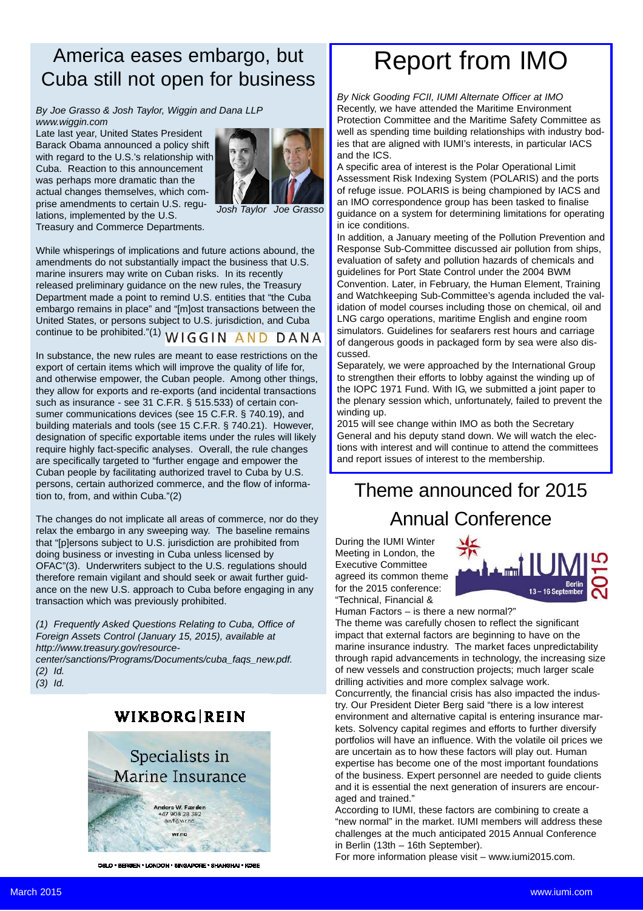# America eases embargo, but Cuba still not open for business

*By Joe Grasso & Josh Taylor, Wiggin and Dana LLP*
*www.wiggin.com*

Late last year, United States President Barack Obama announced a policy shift with regard to the U.S.'s relationship with Cuba. Reaction to this announcement was perhaps more dramatic than the actual changes themselves, which comprise amendments to certain U.S. regulations, implemented by the U.S. Treasury and Commerce Departments.

Josh Taylor Joe Grasso

While whisperings of implications and future actions abound, the amendments do not substantially impact the business that U.S. marine insurers may write on Cuban risks. In its recently released preliminary guidance on the new rules, the Treasury Department made a point to remind U.S. entities that "the Cuba embargo remains in place" and "[m]ost transactions between the United States, or persons subject to U.S. jurisdiction, and Cuba continue to be prohibited."(1)

WIGGIN AND DANA

In substance, the new rules are meant to ease restrictions on the export of certain items which will improve the quality of life for, and otherwise empower, the Cuban people. Among other things, they allow for exports and re-exports (and incidental transactions such as insurance - see 31 C.F.R. § 515.533) of certain consumer communications devices (see 15 C.F.R. § 740.19), and building materials and tools (see 15 C.F.R. § 740.21). However, designation of specific exportable items under the rules will likely require highly fact-specific analyses. Overall, the rule changes are specifically targeted to "further engage and empower the Cuban people by facilitating authorized travel to Cuba by U.S. persons, certain authorized commerce, and the flow of information to, from, and within Cuba."(2)

The changes do not implicate all areas of commerce, nor do they relax the embargo in any sweeping way. The baseline remains that "[p]ersons subject to U.S. jurisdiction are prohibited from doing business or investing in Cuba unless licensed by OFAC"(3). Underwriters subject to the U.S. regulations should therefore remain vigilant and should seek or await further guidance on the new U.S. approach to Cuba before engaging in any transaction which was previously prohibited.

*(1) Frequently Asked Questions Relating to Cuba, Office of Foreign Assets Control (January 15, 2015), available at http://www.treasury.gov/resource-center/sanctions/Programs/Documents/cuba_faqs_new.pdf.*
*(2) Id.*
*(3) Id.*

WIKBORG|REIN

Specialists in Marine Insurance

Anders W. Færden
+47 908 28 382
awf@wr.no

wr.no

OSLO • BERGEN • LONDON • SINGAPORE • SHANGHAI • KOBE

# Report from IMO

*By Nick Gooding FCII, IUMI Alternate Officer at IMO*

Recently, we have attended the Maritime Environment Protection Committee and the Maritime Safety Committee as well as spending time building relationships with industry bodies that are aligned with IUMI's interests, in particular IACS and the ICS.

A specific area of interest is the Polar Operational Limit Assessment Risk Indexing System (POLARIS) and the ports of refuge issue. POLARIS is being championed by IACS and an IMO correspondence group has been tasked to finalise guidance on a system for determining limitations for operating in ice conditions.

In addition, a January meeting of the Pollution Prevention and Response Sub-Committee discussed air pollution from ships, evaluation of safety and pollution hazards of chemicals and guidelines for Port State Control under the 2004 BWM Convention. Later, in February, the Human Element, Training and Watchkeeping Sub-Committee's agenda included the validation of model courses including those on chemical, oil and LNG cargo operations, maritime English and engine room simulators. Guidelines for seafarers rest hours and carriage of dangerous goods in packaged form by sea were also discussed.

Separately, we were approached by the International Group to strengthen their efforts to lobby against the winding up of the IOPC 1971 Fund. With IG, we submitted a joint paper to the plenary session which, unfortunately, failed to prevent the winding up.

2015 will see change within IMO as both the Secretary General and his deputy stand down. We will watch the elections with interest and will continue to attend the committees and report issues of interest to the membership.

# Theme announced for 2015 Annual Conference

During the IUMI Winter Meeting in London, the Executive Committee agreed its common theme for the 2015 conference: "Technical, Financial & Human Factors – is there a new normal?"

IUMI 2015 Berlin 13 – 16 September

The theme was carefully chosen to reflect the significant impact that external factors are beginning to have on the marine insurance industry. The market faces unpredictability through rapid advancements in technology, the increasing size of new vessels and construction projects; much larger scale drilling activities and more complex salvage work.

Concurrently, the financial crisis has also impacted the industry. Our President Dieter Berg said "there is a low interest environment and alternative capital is entering insurance markets. Solvency capital regimes and efforts to further diversify portfolios will have an influence. With the volatile oil prices we are uncertain as to how these factors will play out. Human expertise has become one of the most important foundations of the business. Expert personnel are needed to guide clients and it is essential the next generation of insurers are encouraged and trained."

According to IUMI, these factors are combining to create a "new normal" in the market. IUMI members will address these challenges at the much anticipated 2015 Annual Conference in Berlin (13th – 16th September).

For more information please visit – www.iumi2015.com.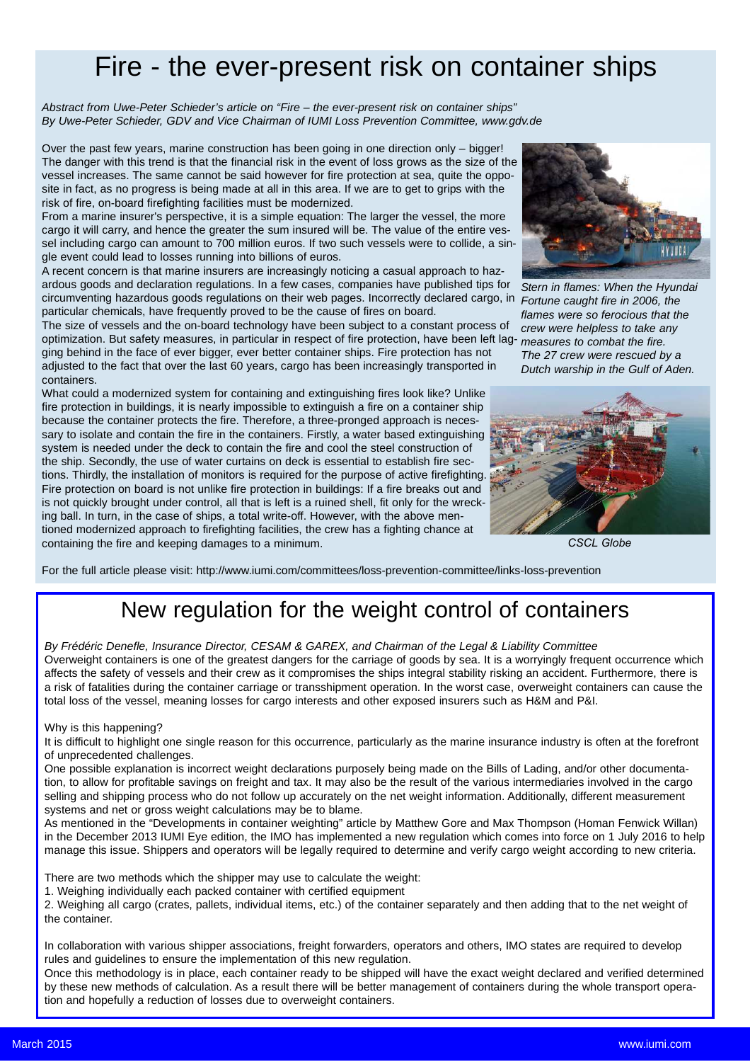# Fire - the ever-present risk on container ships

*Abstract from Uwe-Peter Schieder's article on "Fire – the ever-present risk on container ships"*
*By Uwe-Peter Schieder, GDV and Vice Chairman of IUMI Loss Prevention Committee, www.gdv.de*

Over the past few years, marine construction has been going in one direction only – bigger! The danger with this trend is that the financial risk in the event of loss grows as the size of the vessel increases. The same cannot be said however for fire protection at sea, quite the opposite in fact, as no progress is being made at all in this area. If we are to get to grips with the risk of fire, on-board firefighting facilities must be modernized.

From a marine insurer's perspective, it is a simple equation: The larger the vessel, the more cargo it will carry, and hence the greater the sum insured will be. The value of the entire vessel including cargo can amount to 700 million euros. If two such vessels were to collide, a single event could lead to losses running into billions of euros.

A recent concern is that marine insurers are increasingly noticing a casual approach to hazardous goods and declaration regulations. In a few cases, companies have published tips for circumventing hazardous goods regulations on their web pages. Incorrectly declared cargo, in particular chemicals, have frequently proved to be the cause of fires on board.

The size of vessels and the on-board technology have been subject to a constant process of optimization. But safety measures, in particular in respect of fire protection, have been left lagging behind in the face of ever bigger, ever better container ships. Fire protection has not adjusted to the fact that over the last 60 years, cargo has been increasingly transported in containers.

What could a modernized system for containing and extinguishing fires look like? Unlike fire protection in buildings, it is nearly impossible to extinguish a fire on a container ship because the container protects the fire. Therefore, a three-pronged approach is necessary to isolate and contain the fire in the containers. Firstly, a water based extinguishing system is needed under the deck to contain the fire and cool the steel construction of the ship. Secondly, the use of water curtains on deck is essential to establish fire sections. Thirdly, the installation of monitors is required for the purpose of active firefighting.

Fire protection on board is not unlike fire protection in buildings: If a fire breaks out and is not quickly brought under control, all that is left is a ruined shell, fit only for the wrecking ball. In turn, in the case of ships, a total write-off. However, with the above mentioned modernized approach to firefighting facilities, the crew has a fighting chance at containing the fire and keeping damages to a minimum.

*Stern in flames: When the Hyundai Fortune caught fire in 2006, the flames were so ferocious that the crew were helpless to take any measures to combat the fire. The 27 crew were rescued by a Dutch warship in the Gulf of Aden.*

*CSCL Globe*

For the full article please visit: http://www.iumi.com/committees/loss-prevention-committee/links-loss-prevention

# New regulation for the weight control of containers

*By Frédéric Denefle, Insurance Director, CESAM & GAREX, and Chairman of the Legal & Liability Committee*

Overweight containers is one of the greatest dangers for the carriage of goods by sea. It is a worryingly frequent occurrence which affects the safety of vessels and their crew as it compromises the ships integral stability risking an accident. Furthermore, there is a risk of fatalities during the container carriage or transshipment operation. In the worst case, overweight containers can cause the total loss of the vessel, meaning losses for cargo interests and other exposed insurers such as H&M and P&I.

Why is this happening?

It is difficult to highlight one single reason for this occurrence, particularly as the marine insurance industry is often at the forefront of unprecedented challenges.

One possible explanation is incorrect weight declarations purposely being made on the Bills of Lading, and/or other documentation, to allow for profitable savings on freight and tax. It may also be the result of the various intermediaries involved in the cargo selling and shipping process who do not follow up accurately on the net weight information. Additionally, different measurement systems and net or gross weight calculations may be to blame.

As mentioned in the "Developments in container weighting" article by Matthew Gore and Max Thompson (Homan Fenwick Willan) in the December 2013 IUMI Eye edition, the IMO has implemented a new regulation which comes into force on 1 July 2016 to help manage this issue. Shippers and operators will be legally required to determine and verify cargo weight according to new criteria.

There are two methods which the shipper may use to calculate the weight:

1. Weighing individually each packed container with certified equipment
2. Weighing all cargo (crates, pallets, individual items, etc.) of the container separately and then adding that to the net weight of the container.

In collaboration with various shipper associations, freight forwarders, operators and others, IMO states are required to develop rules and guidelines to ensure the implementation of this new regulation.

Once this methodology is in place, each container ready to be shipped will have the exact weight declared and verified determined by these new methods of calculation. As a result there will be better management of containers during the whole transport operation and hopefully a reduction of losses due to overweight containers.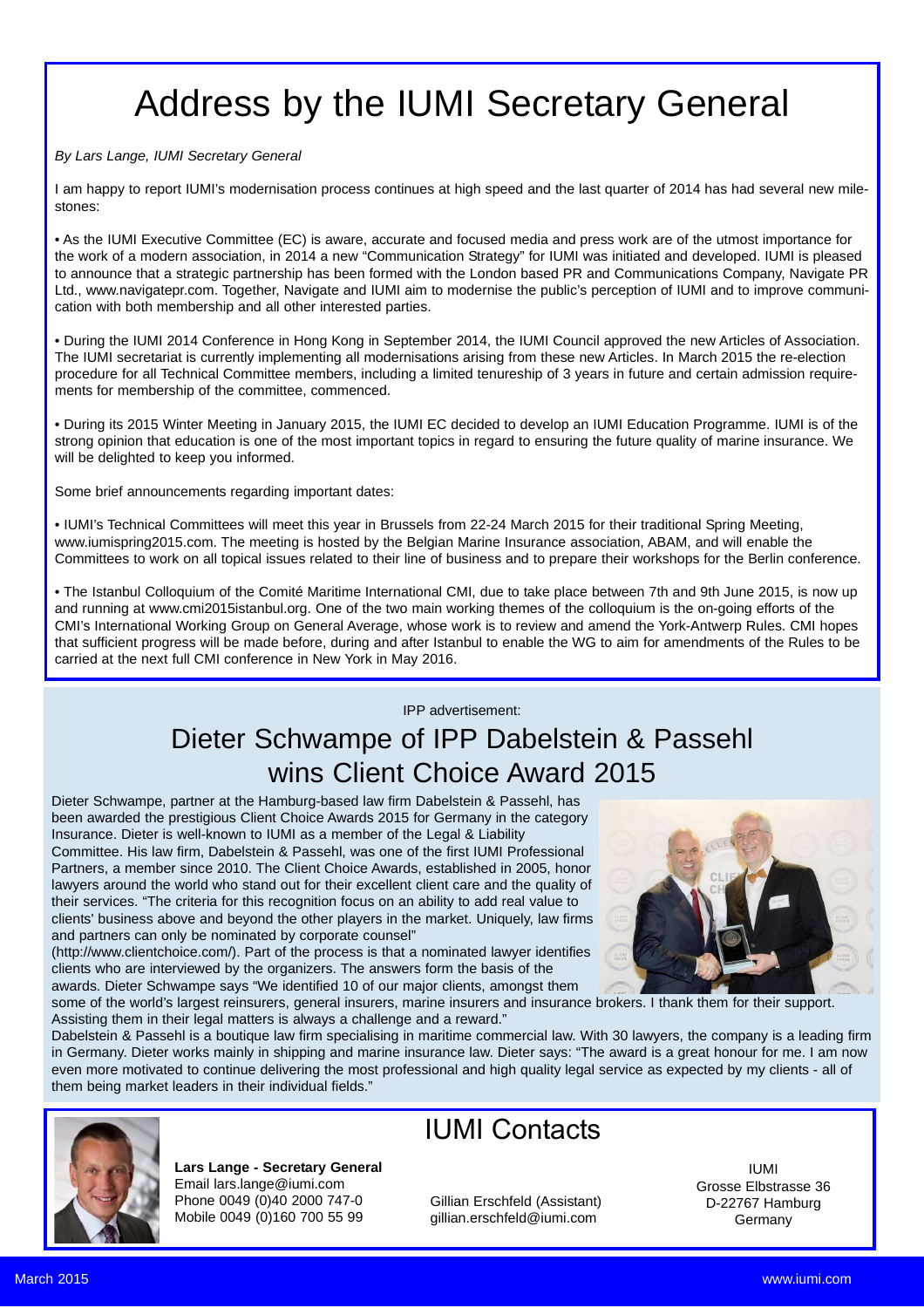# Address by the IUMI Secretary General

*By Lars Lange, IUMI Secretary General*

I am happy to report IUMI's modernisation process continues at high speed and the last quarter of 2014 has had several new mile-stones:

- As the IUMI Executive Committee (EC) is aware, accurate and focused media and press work are of the utmost importance for the work of a modern association, in 2014 a new "Communication Strategy" for IUMI was initiated and developed. IUMI is pleased to announce that a strategic partnership has been formed with the London based PR and Communications Company, Navigate PR Ltd., www.navigatepr.com. Together, Navigate and IUMI aim to modernise the public's perception of IUMI and to improve communication with both membership and all other interested parties.

- During the IUMI 2014 Conference in Hong Kong in September 2014, the IUMI Council approved the new Articles of Association. The IUMI secretariat is currently implementing all modernisations arising from these new Articles. In March 2015 the re-election procedure for all Technical Committee members, including a limited tenureship of 3 years in future and certain admission requirements for membership of the committee, commenced.

- During its 2015 Winter Meeting in January 2015, the IUMI EC decided to develop an IUMI Education Programme. IUMI is of the strong opinion that education is one of the most important topics in regard to ensuring the future quality of marine insurance. We will be delighted to keep you informed.

Some brief announcements regarding important dates:

- IUMI's Technical Committees will meet this year in Brussels from 22-24 March 2015 for their traditional Spring Meeting, www.iumispring2015.com. The meeting is hosted by the Belgian Marine Insurance association, ABAM, and will enable the Committees to work on all topical issues related to their line of business and to prepare their workshops for the Berlin conference.

- The Istanbul Colloquium of the Comité Maritime International CMI, due to take place between 7th and 9th June 2015, is now up and running at www.cmi2015istanbul.org. One of the two main working themes of the colloquium is the on-going efforts of the CMI's International Working Group on General Average, whose work is to review and amend the York-Antwerp Rules. CMI hopes that sufficient progress will be made before, during and after Istanbul to enable the WG to aim for amendments of the Rules to be carried at the next full CMI conference in New York in May 2016.

IPP advertisement:

## Dieter Schwampe of IPP Dabelstein & Passehl wins Client Choice Award 2015

Dieter Schwampe, partner at the Hamburg-based law firm Dabelstein & Passehl, has been awarded the prestigious Client Choice Awards 2015 for Germany in the category Insurance. Dieter is well-known to IUMI as a member of the Legal & Liability Committee. His law firm, Dabelstein & Passehl, was one of the first IUMI Professional Partners, a member since 2010. The Client Choice Awards, established in 2005, honor lawyers around the world who stand out for their excellent client care and the quality of their services. "The criteria for this recognition focus on an ability to add real value to clients' business above and beyond the other players in the market. Uniquely, law firms and partners can only be nominated by corporate counsel" (http://www.clientchoice.com/). Part of the process is that a nominated lawyer identifies clients who are interviewed by the organizers. The answers form the basis of the awards. Dieter Schwampe says "We identified 10 of our major clients, amongst them some of the world's largest reinsurers, general insurers, marine insurers and insurance brokers. I thank them for their support. Assisting them in their legal matters is always a challenge and a reward."

Dabelstein & Passehl is a boutique law firm specialising in maritime commercial law. With 30 lawyers, the company is a leading firm in Germany. Dieter works mainly in shipping and marine insurance law. Dieter says: "The award is a great honour for me. I am now even more motivated to continue delivering the most professional and high quality legal service as expected by my clients - all of them being market leaders in their individual fields."

## IUMI Contacts

**Lars Lange - Secretary General**
Email lars.lange@iumi.com
Phone 0049 (0)40 2000 747-0
Mobile 0049 (0)160 700 55 99

Gillian Erschfeld (Assistant)
gillian.erschfeld@iumi.com

IUMI
Grosse Elbstrasse 36
D-22767 Hamburg
Germany